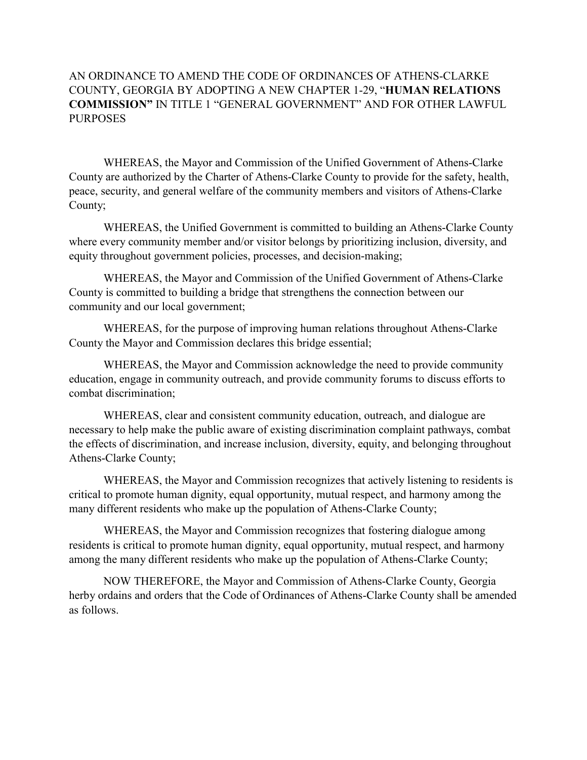AN ORDINANCE TO AMEND THE CODE OF ORDINANCES OF ATHENS-CLARKE COUNTY, GEORGIA BY ADOPTING A NEW CHAPTER 1-29, "**HUMAN RELATIONS COMMISSION"** IN TITLE 1 "GENERAL GOVERNMENT" AND FOR OTHER LAWFUL PURPOSES

WHEREAS, the Mayor and Commission of the Unified Government of Athens-Clarke County are authorized by the Charter of Athens-Clarke County to provide for the safety, health, peace, security, and general welfare of the community members and visitors of Athens-Clarke County;

WHEREAS, the Unified Government is committed to building an Athens-Clarke County where every community member and/or visitor belongs by prioritizing inclusion, diversity, and equity throughout government policies, processes, and decision-making;

WHEREAS, the Mayor and Commission of the Unified Government of Athens-Clarke County is committed to building a bridge that strengthens the connection between our community and our local government;

WHEREAS, for the purpose of improving human relations throughout Athens-Clarke County the Mayor and Commission declares this bridge essential;

WHEREAS, the Mayor and Commission acknowledge the need to provide community education, engage in community outreach, and provide community forums to discuss efforts to combat discrimination;

WHEREAS, clear and consistent community education, outreach, and dialogue are necessary to help make the public aware of existing discrimination complaint pathways, combat the effects of discrimination, and increase inclusion, diversity, equity, and belonging throughout Athens-Clarke County;

WHEREAS, the Mayor and Commission recognizes that actively listening to residents is critical to promote human dignity, equal opportunity, mutual respect, and harmony among the many different residents who make up the population of Athens-Clarke County;

WHEREAS, the Mayor and Commission recognizes that fostering dialogue among residents is critical to promote human dignity, equal opportunity, mutual respect, and harmony among the many different residents who make up the population of Athens-Clarke County;

NOW THEREFORE, the Mayor and Commission of Athens-Clarke County, Georgia herby ordains and orders that the Code of Ordinances of Athens-Clarke County shall be amended as follows.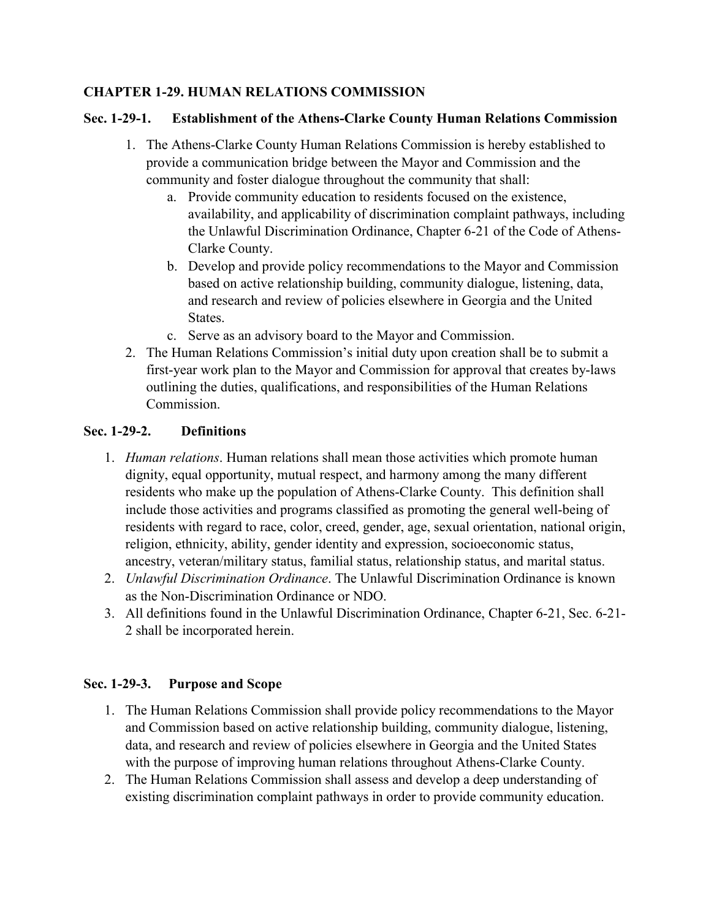**CHAPTER 1-29. HUMAN RELATIONS COMMISSION**

**Sec. 1-29-1. Establishment of the Athens-Clarke County Human Relations Commission**

1. The Athens-Clarke County Human Relations Commission is hereby established to provide a communication bridge between the Mayor and Commission and the community and foster dialogue throughout the community that shall:
   a. Provide community education to residents focused on the existence, availability, and applicability of discrimination complaint pathways, including the Unlawful Discrimination Ordinance, Chapter 6-21 of the Code of Athens-Clarke County.
   b. Develop and provide policy recommendations to the Mayor and Commission based on active relationship building, community dialogue, listening, data, and research and review of policies elsewhere in Georgia and the United States.
   c. Serve as an advisory board to the Mayor and Commission.
2. The Human Relations Commission's initial duty upon creation shall be to submit a first-year work plan to the Mayor and Commission for approval that creates by-laws outlining the duties, qualifications, and responsibilities of the Human Relations Commission.

**Sec. 1-29-2. Definitions**

1. *Human relations*. Human relations shall mean those activities which promote human dignity, equal opportunity, mutual respect, and harmony among the many different residents who make up the population of Athens-Clarke County. This definition shall include those activities and programs classified as promoting the general well-being of residents with regard to race, color, creed, gender, age, sexual orientation, national origin, religion, ethnicity, ability, gender identity and expression, socioeconomic status, ancestry, veteran/military status, familial status, relationship status, and marital status.
2. *Unlawful Discrimination Ordinance*. The Unlawful Discrimination Ordinance is known as the Non-Discrimination Ordinance or NDO.
3. All definitions found in the Unlawful Discrimination Ordinance, Chapter 6-21, Sec. 6-21-2 shall be incorporated herein.

**Sec. 1-29-3. Purpose and Scope**

1. The Human Relations Commission shall provide policy recommendations to the Mayor and Commission based on active relationship building, community dialogue, listening, data, and research and review of policies elsewhere in Georgia and the United States with the purpose of improving human relations throughout Athens-Clarke County.
2. The Human Relations Commission shall assess and develop a deep understanding of existing discrimination complaint pathways in order to provide community education.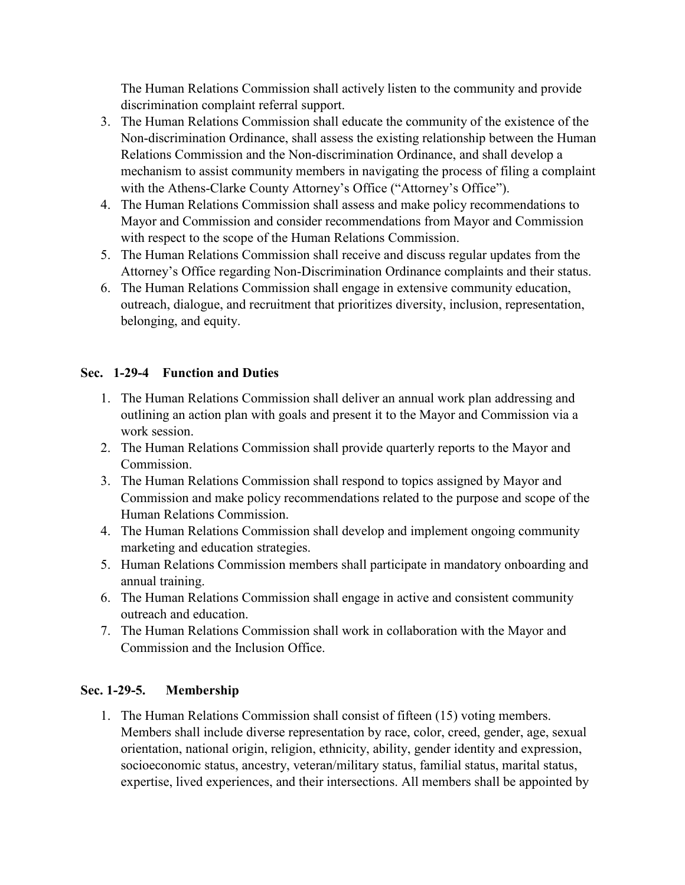The Human Relations Commission shall actively listen to the community and provide discrimination complaint referral support.

3. The Human Relations Commission shall educate the community of the existence of the Non-discrimination Ordinance, shall assess the existing relationship between the Human Relations Commission and the Non-discrimination Ordinance, and shall develop a mechanism to assist community members in navigating the process of filing a complaint with the Athens-Clarke County Attorney's Office ("Attorney's Office").
4. The Human Relations Commission shall assess and make policy recommendations to Mayor and Commission and consider recommendations from Mayor and Commission with respect to the scope of the Human Relations Commission.
5. The Human Relations Commission shall receive and discuss regular updates from the Attorney's Office regarding Non-Discrimination Ordinance complaints and their status.
6. The Human Relations Commission shall engage in extensive community education, outreach, dialogue, and recruitment that prioritizes diversity, inclusion, representation, belonging, and equity.

### Sec. 1-29-4 Function and Duties

1. The Human Relations Commission shall deliver an annual work plan addressing and outlining an action plan with goals and present it to the Mayor and Commission via a work session.
2. The Human Relations Commission shall provide quarterly reports to the Mayor and Commission.
3. The Human Relations Commission shall respond to topics assigned by Mayor and Commission and make policy recommendations related to the purpose and scope of the Human Relations Commission.
4. The Human Relations Commission shall develop and implement ongoing community marketing and education strategies.
5. Human Relations Commission members shall participate in mandatory onboarding and annual training.
6. The Human Relations Commission shall engage in active and consistent community outreach and education.
7. The Human Relations Commission shall work in collaboration with the Mayor and Commission and the Inclusion Office.

### Sec. 1-29-5. Membership

1. The Human Relations Commission shall consist of fifteen (15) voting members. Members shall include diverse representation by race, color, creed, gender, age, sexual orientation, national origin, religion, ethnicity, ability, gender identity and expression, socioeconomic status, ancestry, veteran/military status, familial status, marital status, expertise, lived experiences, and their intersections. All members shall be appointed by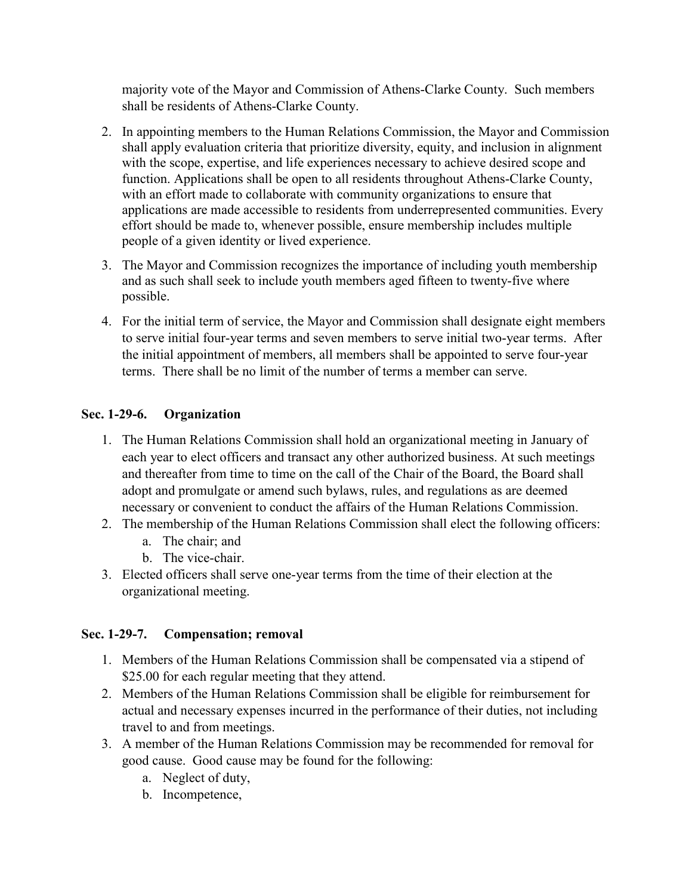majority vote of the Mayor and Commission of Athens-Clarke County. Such members shall be residents of Athens-Clarke County.

2. In appointing members to the Human Relations Commission, the Mayor and Commission shall apply evaluation criteria that prioritize diversity, equity, and inclusion in alignment with the scope, expertise, and life experiences necessary to achieve desired scope and function. Applications shall be open to all residents throughout Athens-Clarke County, with an effort made to collaborate with community organizations to ensure that applications are made accessible to residents from underrepresented communities. Every effort should be made to, whenever possible, ensure membership includes multiple people of a given identity or lived experience.
3. The Mayor and Commission recognizes the importance of including youth membership and as such shall seek to include youth members aged fifteen to twenty-five where possible.
4. For the initial term of service, the Mayor and Commission shall designate eight members to serve initial four-year terms and seven members to serve initial two-year terms. After the initial appointment of members, all members shall be appointed to serve four-year terms. There shall be no limit of the number of terms a member can serve.

**Sec. 1-29-6. Organization**

1. The Human Relations Commission shall hold an organizational meeting in January of each year to elect officers and transact any other authorized business. At such meetings and thereafter from time to time on the call of the Chair of the Board, the Board shall adopt and promulgate or amend such bylaws, rules, and regulations as are deemed necessary or convenient to conduct the affairs of the Human Relations Commission.
2. The membership of the Human Relations Commission shall elect the following officers:
   a. The chair; and
   b. The vice-chair.
3. Elected officers shall serve one-year terms from the time of their election at the organizational meeting.

**Sec. 1-29-7. Compensation; removal**

1. Members of the Human Relations Commission shall be compensated via a stipend of $25.00 for each regular meeting that they attend.
2. Members of the Human Relations Commission shall be eligible for reimbursement for actual and necessary expenses incurred in the performance of their duties, not including travel to and from meetings.
3. A member of the Human Relations Commission may be recommended for removal for good cause. Good cause may be found for the following:
   a. Neglect of duty,
   b. Incompetence,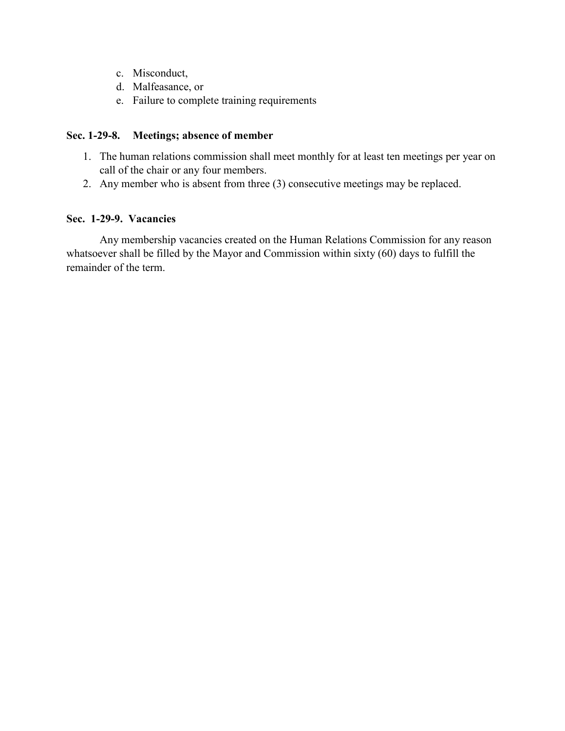c. Misconduct,
d. Malfeasance, or
e. Failure to complete training requirements

**Sec. 1-29-8. Meetings; absence of member**

1. The human relations commission shall meet monthly for at least ten meetings per year on call of the chair or any four members.
2. Any member who is absent from three (3) consecutive meetings may be replaced.

**Sec. 1-29-9. Vacancies**

Any membership vacancies created on the Human Relations Commission for any reason whatsoever shall be filled by the Mayor and Commission within sixty (60) days to fulfill the remainder of the term.